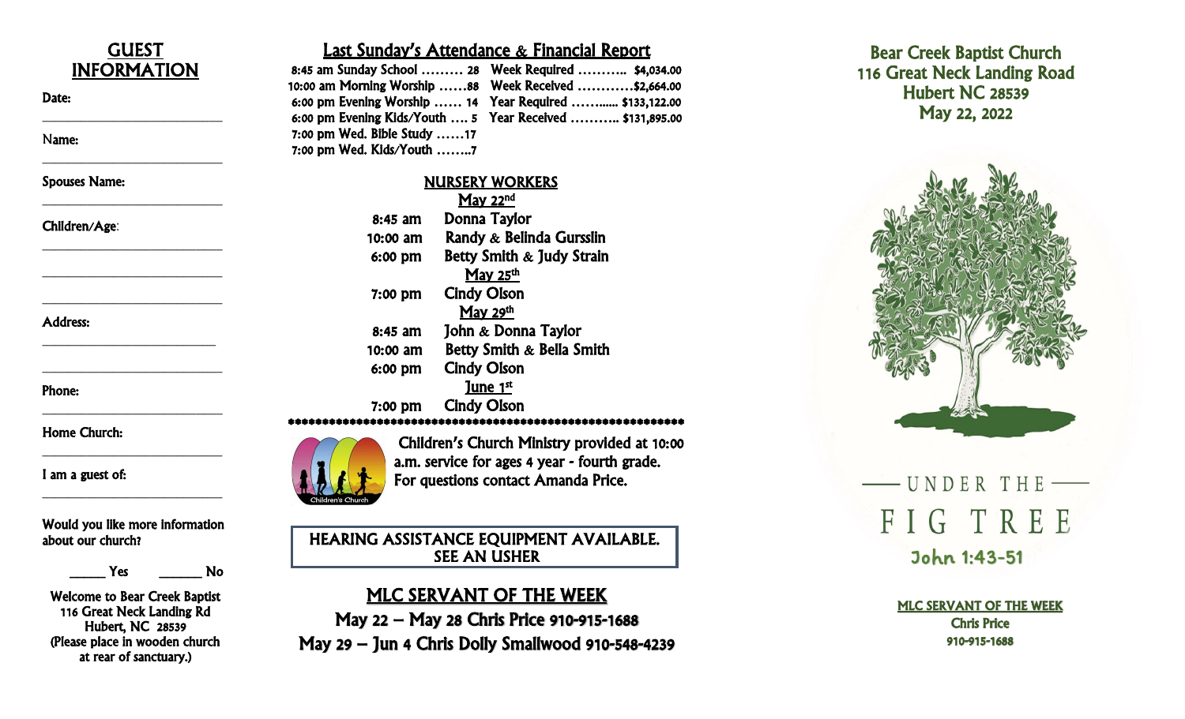## GUEST INFORMATION

Date:

___________________________

Name:

___________________________

Spouses Name:

___________________________

Children/Age:

___________________________

___________________________

___________________________

Address:

___________________________

___________________________

Phone:

___________________________

Home Church:

___________________________

I am a guest of:

___________________________

Would you like more information about our church?

_____ Yes _______ No

Welcome to Bear Creek Baptist
116 Great Neck Landing Rd
Hubert, NC 28539
(Please place in wooden church at rear of sanctuary.)

## Last Sunday's Attendance & Financial Report

| Attendance | | Financial | |
|---|---|---|---|
| 8:45 am Sunday School | 28 | Week Required | $4,034.00 |
| 10:00 am Morning Worship | 88 | Week Received | $2,664.00 |
| 6:00 pm Evening Worship | 14 | Year Required | $133,122.00 |
| 6:00 pm Evening Kids/Youth | 5 | Year Received | $131,895.00 |
| 7:00 pm Wed. Bible Study | 17 | | |
| 7:00 pm Wed. Kids/Youth | 7 | | |

## NURSERY WORKERS

**May 22nd**

| | |
|---|---|
| 8:45 am | Donna Taylor |
| 10:00 am | Randy & Belinda Gursslin |
| 6:00 pm | Betty Smith & Judy Strain |

**May 25th**

| | |
|---|---|
| 7:00 pm | Cindy Olson |

**May 29th**

| | |
|---|---|
| 8:45 am | John & Donna Taylor |
| 10:00 am | Betty Smith & Bella Smith |
| 6:00 pm | Cindy Olson |

**June 1st**

| | |
|---|---|
| 7:00 pm | Cindy Olson |

*************************************************************

Children's Church

Children's Church Ministry provided at 10:00 a.m. service for ages 4 year - fourth grade. For questions contact Amanda Price.

HEARING ASSISTANCE EQUIPMENT AVAILABLE. SEE AN USHER

## MLC SERVANT OF THE WEEK

**May 22 – May 28 Chris Price 910-915-1688**

**May 29 – Jun 4 Chris Dolly Smallwood 910-548-4239**

# Bear Creek Baptist Church
116 Great Neck Landing Road
Hubert NC 28539
May 22, 2022

# UNDER THE FIG TREE

John 1:43-51

**MLC SERVANT OF THE WEEK**
Chris Price
910-915-1688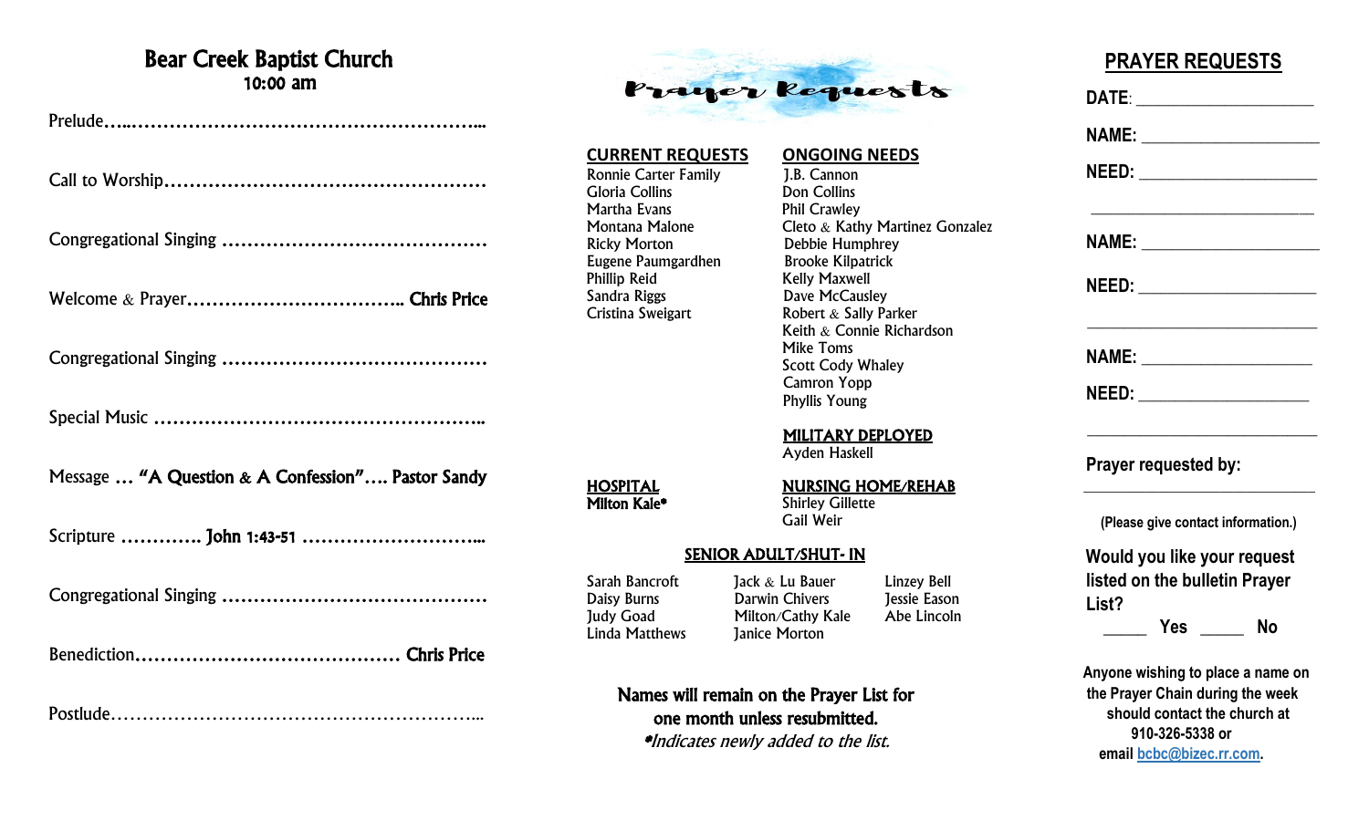# Bear Creek Baptist Church

**10:00 am**

Prelude……………………………………………………………...

Call to Worship…………………………………………………

Congregational Singing ……………………………………

Welcome & Prayer…………………………………. **Chris Price**

Congregational Singing ……………………………………

Special Music ……………………………………………..

Message … **"A Question & A Confession"…. Pastor Sandy**

Scripture ……….. **John 1:43-51** …………………………...

Congregational Singing ……………………………………

Benediction……………………………………… **Chris Price**

Postlude…………………………………………………….....

## Prayer Requests

### CURRENT REQUESTS

Ronnie Carter Family
Gloria Collins
Martha Evans
Montana Malone
Ricky Morton
Eugene Paumgardhen
Phillip Reid
Sandra Riggs
Cristina Sweigart

### ONGOING NEEDS

J.B. Cannon
Don Collins
Phil Crawley
Cleto & Kathy Martinez Gonzalez
Debbie Humphrey
Brooke Kilpatrick
Kelly Maxwell
Dave McCausley
Robert & Sally Parker
Keith & Connie Richardson
Mike Toms
Scott Cody Whaley
Camron Yopp
Phyllis Young

### MILITARY DEPLOYED

Ayden Haskell

### HOSPITAL

**Milton Kale***

### NURSING HOME/REHAB

Shirley Gillette
Gail Weir

### SENIOR ADULT/SHUT- IN

| | | |
|---|---|---|
| Sarah Bancroft | Jack & Lu Bauer | Linzey Bell |
| Daisy Burns | Darwin Chivers | Jessie Eason |
| Judy Goad | Milton/Cathy Kale | Abe Lincoln |
| Linda Matthews | Janice Morton | |

**Names will remain on the Prayer List for one month unless resubmitted.**
*\*Indicates newly added to the list.*

## PRAYER REQUESTS

**DATE**: ____________________

**NAME:** ____________________

**NEED:** ____________________

____________________

**NAME:** ____________________

**NEED:** ____________________

____________________

**NAME:** ____________________

**NEED:** ____________________

____________________

**Prayer requested by:**

____________________

**(Please give contact information.)**

**Would you like your request listed on the bulletin Prayer List?**

_____ **Yes** _____ **No**

**Anyone wishing to place a name on the Prayer Chain during the week should contact the church at 910-326-5338 or email bcbc@bizec.rr.com.**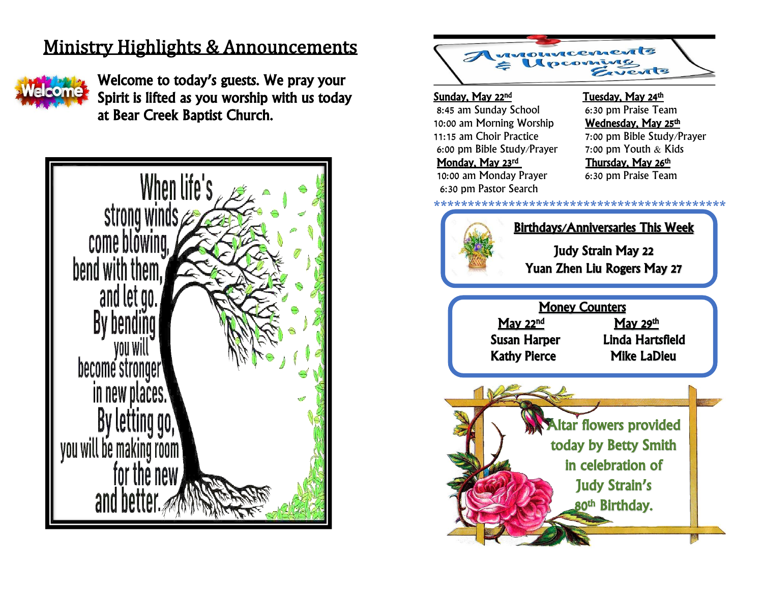# Ministry Highlights & Announcements

**Welcome to today's guests. We pray your Spirit is lifted as you worship with us today at Bear Creek Baptist Church.**

When life's strong winds come blowing, bend with them, and let go. By bending you will become stronger in new places. By letting go, you will be making room for the new and better.

## Announcements & Upcoming Events

**Sunday, May 22nd**
8:45 am Sunday School
10:00 am Morning Worship
11:15 am Choir Practice
6:00 pm Bible Study/Prayer

**Monday, May 23rd**
10:00 am Monday Prayer
6:30 pm Pastor Search

**Tuesday, May 24th**
6:30 pm Praise Team

**Wednesday, May 25th**
7:00 pm Bible Study/Prayer
7:00 pm Youth & Kids

**Thursday, May 26th**
6:30 pm Praise Team

*******************************************

**Birthdays/Anniversaries This Week**

Judy Strain May 22
Yuan Zhen Liu Rogers May 27

**Money Counters**

| May 22nd | May 29th |
|---|---|
| Susan Harper | Linda Hartsfield |
| Kathy Pierce | Mike LaDieu |

Altar flowers provided today by Betty Smith in celebration of Judy Strain's 80th Birthday.